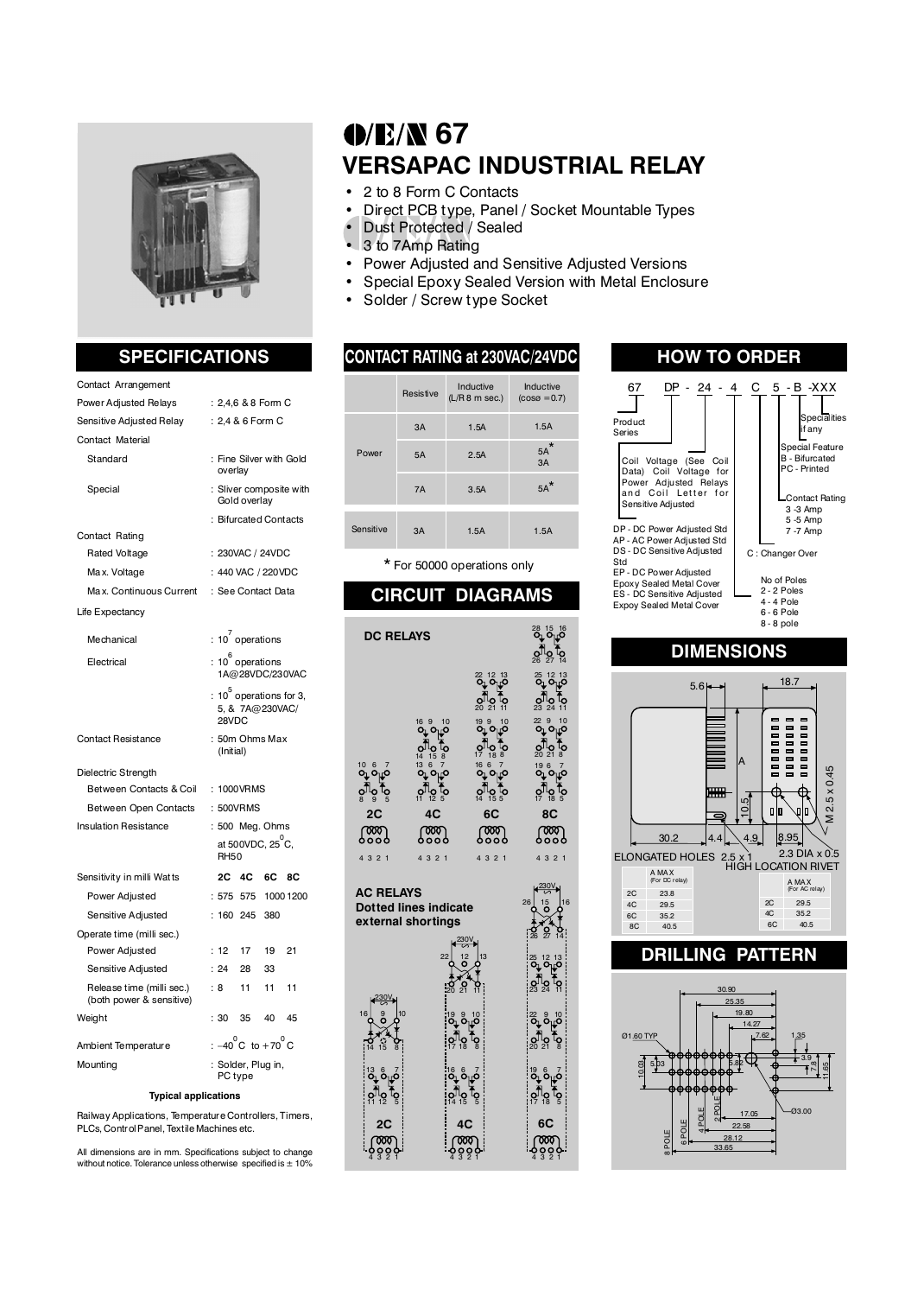# O/E/N 67

## VERSAPAC INDUSTRIAL RELAY

- 2 to 8 Form C Contacts
- Direct PCB type, Panel / Socket Mountable Types
- Dust Protected / Sealed
- 3 to 7Amp Rating
- Power Adjusted and Sensitive Adjusted Versions
- Special Epoxy Sealed Version with Metal Enclosure
- Solder / Screw type Socket

## SPECIFICATIONS

| | |
|---|---|
| Contact Arrangement | |
| Power Adjusted Relays | : 2,4,6 & 8 Form C |
| Sensitive Adjusted Relay | : 2,4 & 6 Form C |
| Contact Material | |
| Standard | : Fine Silver with Gold overlay |
| Special | : Sliver composite with Gold overlay |
| | : Bifurcated Contacts |
| Contact Rating | |
| Rated Voltage | : 230VAC / 24VDC |
| Max. Voltage | : 440 VAC / 220VDC |
| Max. Continuous Current | : See Contact Data |
| Life Expectancy | |
| Mechanical | : $10^7$ operations |
| Electrical | : $10^6$ operations 1A@28VDC/230VAC |
| | : $10^5$ operations for 3, 5, & 7A@230VAC/ 28VDC |
| Contact Resistance | : 50m Ohms Max (Initial) |
| Dielectric Strength | |
| Between Contacts & Coil | : 1000VRMS |
| Between Open Contacts | : 500VRMS |
| Insulation Resistance | : 500 Meg. Ohms at 500VDC, 25$^0$C, RH50 |

| Sensitivity in milli Watts | 2C | 4C | 6C | 8C |
|---|---|---|---|---|
| Power Adjusted | 575 | 575 | 1000 | 1200 |
| Sensitive Adjusted | 160 | 245 | 380 | |
| Operate time (milli sec.) | | | | |
| Power Adjusted | 12 | 17 | 19 | 21 |
| Sensitive Adjusted | 24 | 28 | 33 | |
| Release time (milli sec.) (both power & sensitive) | 8 | 11 | 11 | 11 |
| Weight | 30 | 35 | 40 | 45 |

| | |
|---|---|
| Ambient Temperature | : $-40^0$C to $+70^0$C |
| Mounting | : Solder, Plug in, PC type |

**Typical applications**

Railway Applications, Temperature Controllers, Timers, PLCs, Control Panel, Textile Machines etc.

All dimensions are in mm. Specifications subject to change without notice. Tolerance unless otherwise specified is ± 10%

## CONTACT RATING at 230VAC/24VDC

| | Resistive | Inductive (L/R 8 m sec.) | Inductive (cosø = 0.7) |
|---|---|---|---|
| Power | 3A | 1.5A | 1.5A |
| | 5A | 2.5A | 5A* 3A |
| | 7A | 3.5A | 5A* |
| Sensitive | 3A | 1.5A | 1.5A |

\* For 50000 operations only

## CIRCUIT DIAGRAMS

**DC RELAYS**

2C, 4C, 6C, 8C

**AC RELAYS**

Dotted lines indicate external shortings

2C, 4C, 6C

## HOW TO ORDER

67 DP - 24 - 4 C 5 - B -XXX

- 67: Product Series
- DP: DP - DC Power Adjusted Std; AP - AC Power Adjusted Std; DS - DC Sensitive Adjusted Std; EP - DC Power Adjusted Epoxy Sealed Metal Cover; ES - DC Sensitive Adjusted Expoy Sealed Metal Cover
- 24: Coil Voltage (See Coil Data) Coil Voltage for Power Adjusted Relays and Coil Letter for Sensitive Adjusted
- 4: No of Poles: 2 - 2 Poles; 4 - 4 Pole; 6 - 6 Pole; 8 - 8 pole
- C: C : Changer Over
- 5: Contact Rating: 3 -3 Amp; 5 -5 Amp; 7 -7 Amp
- B: Special Feature: B - Bifurcated; PC - Printed
- XXX: Specialities if any

## DIMENSIONS

5.6, 18.7, A, 10.5, M 2.5 x 0.45, 30.2, 4.4, 4.9, 8.95

ELONGATED HOLES 2.5 x 1; 2.3 DIA x 0.5 HIGH LOCATION RIVET

| | A MAX (For DC relay) |
|---|---|
| 2C | 23.8 |
| 4C | 29.5 |
| 6C | 35.2 |
| 8C | 40.5 |

| | A MAX (For AC relay) |
|---|---|
| 2C | 29.5 |
| 4C | 35.2 |
| 6C | 40.5 |

## DRILLING PATTERN

30.90, 25.35, 19.80, 14.27, 7.62, 1.35, Ø1.60 TYP, 10.09, 5.03, 5.82, 3.9, 7.8, 11.65, Ø3.00, 17.05, 22.58, 28.12, 33.65, 2 POLE, 4 POLE, 6 POLE, 8 POLE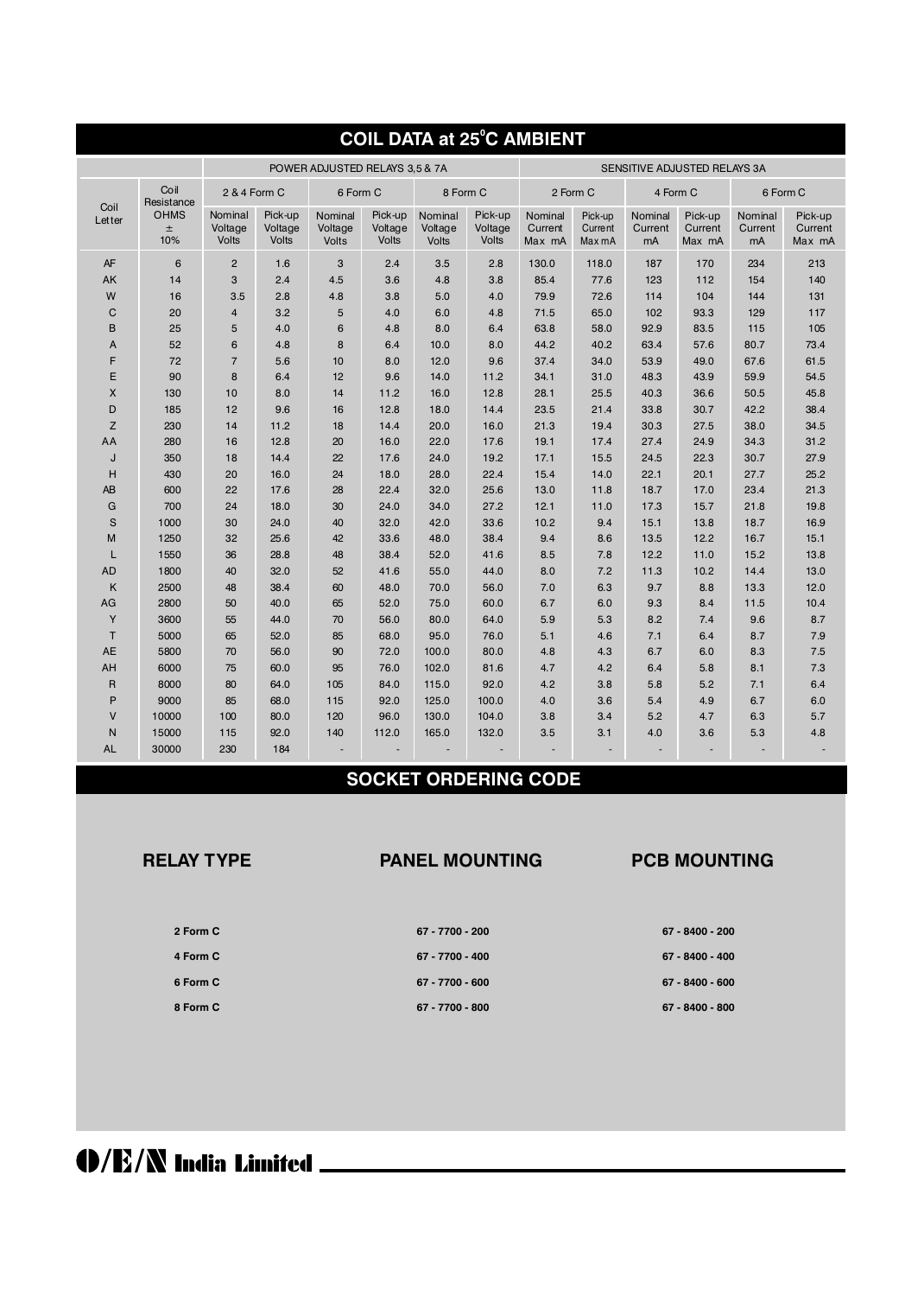## COIL DATA at 25°C AMBIENT

| Coil Letter | Coil Resistance OHMS ± 10% | POWER ADJUSTED RELAYS 3,5 & 7A | | | | | | SENSITIVE ADJUSTED RELAYS 3A | | | | | |
|---|---|---|---|---|---|---|---|---|---|---|---|---|---|
| | | 2 & 4 Form C | | 6 Form C | | 8 Form C | | 2 Form C | | 4 Form C | | 6 Form C | |
| | | Nominal Voltage Volts | Pick-up Voltage Volts | Nominal Voltage Volts | Pick-up Voltage Volts | Nominal Voltage Volts | Pick-up Voltage Volts | Nominal Current Max mA | Pick-up Current Max mA | Nominal Current mA | Pick-up Current Max mA | Nominal Current mA | Pick-up Current Max mA |
| AF | 6 | 2 | 1.6 | 3 | 2.4 | 3.5 | 2.8 | 130.0 | 118.0 | 187 | 170 | 234 | 213 |
| AK | 14 | 3 | 2.4 | 4.5 | 3.6 | 4.8 | 3.8 | 85.4 | 77.6 | 123 | 112 | 154 | 140 |
| W | 16 | 3.5 | 2.8 | 4.8 | 3.8 | 5.0 | 4.0 | 79.9 | 72.6 | 114 | 104 | 144 | 131 |
| C | 20 | 4 | 3.2 | 5 | 4.0 | 6.0 | 4.8 | 71.5 | 65.0 | 102 | 93.3 | 129 | 117 |
| B | 25 | 5 | 4.0 | 6 | 4.8 | 8.0 | 6.4 | 63.8 | 58.0 | 92.9 | 83.5 | 115 | 105 |
| A | 52 | 6 | 4.8 | 8 | 6.4 | 10.0 | 8.0 | 44.2 | 40.2 | 63.4 | 57.6 | 80.7 | 73.4 |
| F | 72 | 7 | 5.6 | 10 | 8.0 | 12.0 | 9.6 | 37.4 | 34.0 | 53.9 | 49.0 | 67.6 | 61.5 |
| E | 90 | 8 | 6.4 | 12 | 9.6 | 14.0 | 11.2 | 34.1 | 31.0 | 48.3 | 43.9 | 59.9 | 54.5 |
| X | 130 | 10 | 8.0 | 14 | 11.2 | 16.0 | 12.8 | 28.1 | 25.5 | 40.3 | 36.6 | 50.5 | 45.8 |
| D | 185 | 12 | 9.6 | 16 | 12.8 | 18.0 | 14.4 | 23.5 | 21.4 | 33.8 | 30.7 | 42.2 | 38.4 |
| Z | 230 | 14 | 11.2 | 18 | 14.4 | 20.0 | 16.0 | 21.3 | 19.4 | 30.3 | 27.5 | 38.0 | 34.5 |
| AA | 280 | 16 | 12.8 | 20 | 16.0 | 22.0 | 17.6 | 19.1 | 17.4 | 27.4 | 24.9 | 34.3 | 31.2 |
| J | 350 | 18 | 14.4 | 22 | 17.6 | 24.0 | 19.2 | 17.1 | 15.5 | 24.5 | 22.3 | 30.7 | 27.9 |
| H | 430 | 20 | 16.0 | 24 | 18.0 | 28.0 | 22.4 | 15.4 | 14.0 | 22.1 | 20.1 | 27.7 | 25.2 |
| AB | 600 | 22 | 17.6 | 28 | 22.4 | 32.0 | 25.6 | 13.0 | 11.8 | 18.7 | 17.0 | 23.4 | 21.3 |
| G | 700 | 24 | 18.0 | 30 | 24.0 | 34.0 | 27.2 | 12.1 | 11.0 | 17.3 | 15.7 | 21.8 | 19.8 |
| S | 1000 | 30 | 24.0 | 40 | 32.0 | 42.0 | 33.6 | 10.2 | 9.4 | 15.1 | 13.8 | 18.7 | 16.9 |
| M | 1250 | 32 | 25.6 | 42 | 33.6 | 48.0 | 38.4 | 9.4 | 8.6 | 13.5 | 12.2 | 16.7 | 15.1 |
| L | 1550 | 36 | 28.8 | 48 | 38.4 | 52.0 | 41.6 | 8.5 | 7.8 | 12.2 | 11.0 | 15.2 | 13.8 |
| AD | 1800 | 40 | 32.0 | 52 | 41.6 | 55.0 | 44.0 | 8.0 | 7.2 | 11.3 | 10.2 | 14.4 | 13.0 |
| K | 2500 | 48 | 38.4 | 60 | 48.0 | 70.0 | 56.0 | 7.0 | 6.3 | 9.7 | 8.8 | 13.3 | 12.0 |
| AG | 2800 | 50 | 40.0 | 65 | 52.0 | 75.0 | 60.0 | 6.7 | 6.0 | 9.3 | 8.4 | 11.5 | 10.4 |
| Y | 3600 | 55 | 44.0 | 70 | 56.0 | 80.0 | 64.0 | 5.9 | 5.3 | 8.2 | 7.4 | 9.6 | 8.7 |
| T | 5000 | 65 | 52.0 | 85 | 68.0 | 95.0 | 76.0 | 5.1 | 4.6 | 7.1 | 6.4 | 8.7 | 7.9 |
| AE | 5800 | 70 | 56.0 | 90 | 72.0 | 100.0 | 80.0 | 4.8 | 4.3 | 6.7 | 6.0 | 8.3 | 7.5 |
| AH | 6000 | 75 | 60.0 | 95 | 76.0 | 102.0 | 81.6 | 4.7 | 4.2 | 6.4 | 5.8 | 8.1 | 7.3 |
| R | 8000 | 80 | 64.0 | 105 | 84.0 | 115.0 | 92.0 | 4.2 | 3.8 | 5.8 | 5.2 | 7.1 | 6.4 |
| P | 9000 | 85 | 68.0 | 115 | 92.0 | 125.0 | 100.0 | 4.0 | 3.6 | 5.4 | 4.9 | 6.7 | 6.0 |
| V | 10000 | 100 | 80.0 | 120 | 96.0 | 130.0 | 104.0 | 3.8 | 3.4 | 5.2 | 4.7 | 6.3 | 5.7 |
| N | 15000 | 115 | 92.0 | 140 | 112.0 | 165.0 | 132.0 | 3.5 | 3.1 | 4.0 | 3.6 | 5.3 | 4.8 |
| AL | 30000 | 230 | 184 | - | - | - | - | - | - | - | - | - | - |

## SOCKET ORDERING CODE

| RELAY TYPE | PANEL MOUNTING | PCB MOUNTING |
|---|---|---|
| **2 Form C** | **67 - 7700 - 200** | **67 - 8400 - 200** |
| **4 Form C** | **67 - 7700 - 400** | **67 - 8400 - 400** |
| **6 Form C** | **67 - 7700 - 600** | **67 - 8400 - 600** |
| **8 Form C** | **67 - 7700 - 800** | **67 - 8400 - 800** |

**O/E/N India Limited**